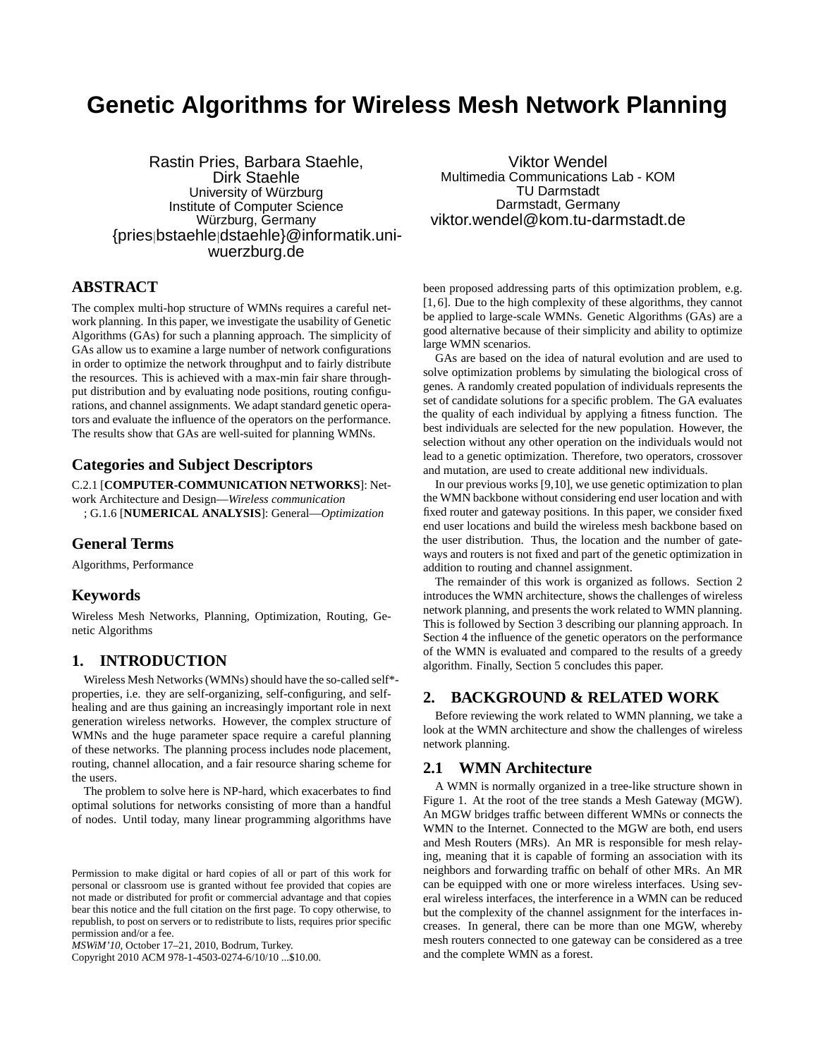# Genetic Algorithms for Wireless Mesh Network Planning

Rastin Pries, Barbara Staehle, Dirk Staehle
University of Würzburg
Institute of Computer Science
Würzburg, Germany
{pries|bstaehle|dstaehle}@informatik.uni-wuerzburg.de

Viktor Wendel
Multimedia Communications Lab - KOM
TU Darmstadt
Darmstadt, Germany
viktor.wendel@kom.tu-darmstadt.de

## ABSTRACT

The complex multi-hop structure of WMNs requires a careful network planning. In this paper, we investigate the usability of Genetic Algorithms (GAs) for such a planning approach. The simplicity of GAs allow us to examine a large number of network configurations in order to optimize the network throughput and to fairly distribute the resources. This is achieved with a max-min fair share throughput distribution and by evaluating node positions, routing configurations, and channel assignments. We adapt standard genetic operators and evaluate the influence of the operators on the performance. The results show that GAs are well-suited for planning WMNs.

## Categories and Subject Descriptors

C.2.1 [**COMPUTER-COMMUNICATION NETWORKS**]: Network Architecture and Design—*Wireless communication* ; G.1.6 [**NUMERICAL ANALYSIS**]: General—*Optimization*

## General Terms

Algorithms, Performance

## Keywords

Wireless Mesh Networks, Planning, Optimization, Routing, Genetic Algorithms

## 1. INTRODUCTION

Wireless Mesh Networks (WMNs) should have the so-called self*-properties, i.e. they are self-organizing, self-configuring, and self-healing and are thus gaining an increasingly important role in next generation wireless networks. However, the complex structure of WMNs and the huge parameter space require a careful planning of these networks. The planning process includes node placement, routing, channel allocation, and a fair resource sharing scheme for the users.

The problem to solve here is NP-hard, which exacerbates to find optimal solutions for networks consisting of more than a handful of nodes. Until today, many linear programming algorithms have been proposed addressing parts of this optimization problem, e.g. [1, 6]. Due to the high complexity of these algorithms, they cannot be applied to large-scale WMNs. Genetic Algorithms (GAs) are a good alternative because of their simplicity and ability to optimize large WMN scenarios.

GAs are based on the idea of natural evolution and are used to solve optimization problems by simulating the biological cross of genes. A randomly created population of individuals represents the set of candidate solutions for a specific problem. The GA evaluates the quality of each individual by applying a fitness function. The best individuals are selected for the new population. However, the selection without any other operation on the individuals would not lead to a genetic optimization. Therefore, two operators, crossover and mutation, are used to create additional new individuals.

In our previous works [9,10], we use genetic optimization to plan the WMN backbone without considering end user location and with fixed router and gateway positions. In this paper, we consider fixed end user locations and build the wireless mesh backbone based on the user distribution. Thus, the location and the number of gateways and routers is not fixed and part of the genetic optimization in addition to routing and channel assignment.

The remainder of this work is organized as follows. Section 2 introduces the WMN architecture, shows the challenges of wireless network planning, and presents the work related to WMN planning. This is followed by Section 3 describing our planning approach. In Section 4 the influence of the genetic operators on the performance of the WMN is evaluated and compared to the results of a greedy algorithm. Finally, Section 5 concludes this paper.

## 2. BACKGROUND & RELATED WORK

Before reviewing the work related to WMN planning, we take a look at the WMN architecture and show the challenges of wireless network planning.

### 2.1 WMN Architecture

A WMN is normally organized in a tree-like structure shown in Figure 1. At the root of the tree stands a Mesh Gateway (MGW). An MGW bridges traffic between different WMNs or connects the WMN to the Internet. Connected to the MGW are both, end users and Mesh Routers (MRs). An MR is responsible for mesh relaying, meaning that it is capable of forming an association with its neighbors and forwarding traffic on behalf of other MRs. An MR can be equipped with one or more wireless interfaces. Using several wireless interfaces, the interference in a WMN can be reduced but the complexity of the channel assignment for the interfaces increases. In general, there can be more than one MGW, whereby mesh routers connected to one gateway can be considered as a tree and the complete WMN as a forest.

Permission to make digital or hard copies of all or part of this work for personal or classroom use is granted without fee provided that copies are not made or distributed for profit or commercial advantage and that copies bear this notice and the full citation on the first page. To copy otherwise, to republish, to post on servers or to redistribute to lists, requires prior specific permission and/or a fee.
*MSWiM'10*, October 17–21, 2010, Bodrum, Turkey.
Copyright 2010 ACM 978-1-4503-0274-6/10/10 ...$10.00.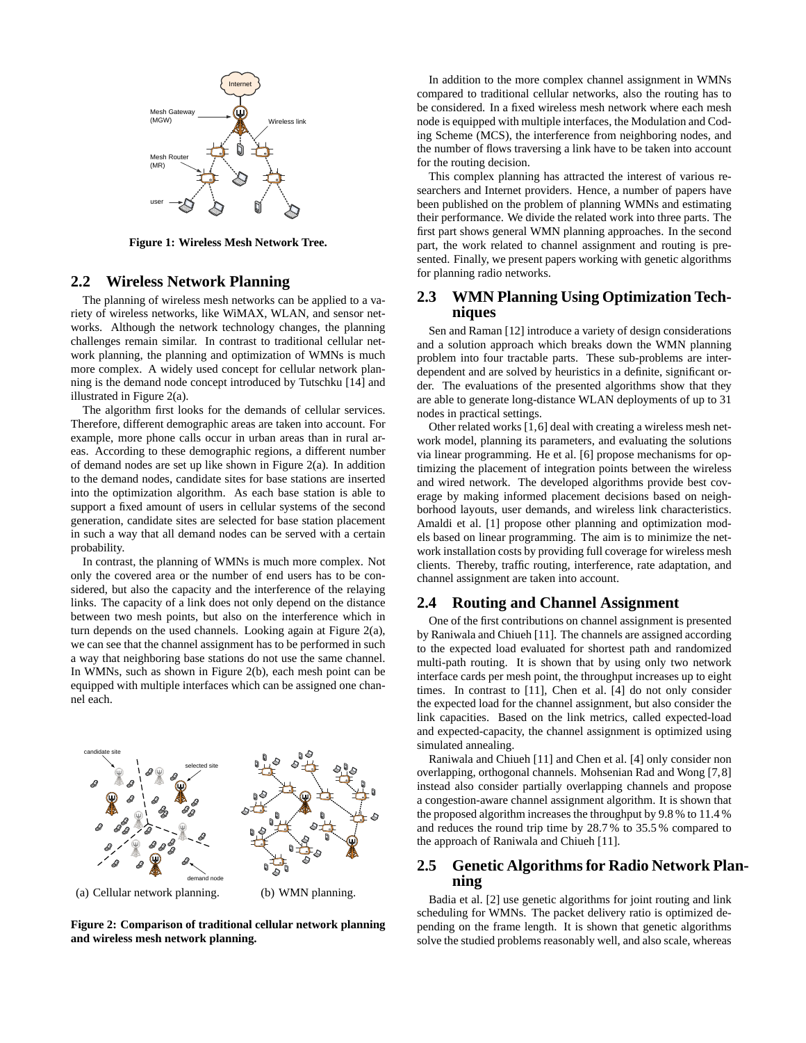Figure 1: **Wireless Mesh Network Tree.**

## 2.2 Wireless Network Planning

The planning of wireless mesh networks can be applied to a variety of wireless networks, like WiMAX, WLAN, and sensor networks. Although the network technology changes, the planning challenges remain similar. In contrast to traditional cellular network planning, the planning and optimization of WMNs is much more complex. A widely used concept for cellular network planning is the demand node concept introduced by Tutschku [14] and illustrated in Figure 2(a).

The algorithm first looks for the demands of cellular services. Therefore, different demographic areas are taken into account. For example, more phone calls occur in urban areas than in rural areas. According to these demographic regions, a different number of demand nodes are set up like shown in Figure 2(a). In addition to the demand nodes, candidate sites for base stations are inserted into the optimization algorithm. As each base station is able to support a fixed amount of users in cellular systems of the second generation, candidate sites are selected for base station placement in such a way that all demand nodes can be served with a certain probability.

In contrast, the planning of WMNs is much more complex. Not only the covered area or the number of end users has to be considered, but also the capacity and the interference of the relaying links. The capacity of a link does not only depend on the distance between two mesh points, but also on the interference which in turn depends on the used channels. Looking again at Figure 2(a), we can see that the channel assignment has to be performed in such a way that neighboring base stations do not use the same channel. In WMNs, such as shown in Figure 2(b), each mesh point can be equipped with multiple interfaces which can be assigned one channel each.

(a) Cellular network planning. (b) WMN planning.

**Figure 2: Comparison of traditional cellular network planning and wireless mesh network planning.**

In addition to the more complex channel assignment in WMNs compared to traditional cellular networks, also the routing has to be considered. In a fixed wireless mesh network where each mesh node is equipped with multiple interfaces, the Modulation and Coding Scheme (MCS), the interference from neighboring nodes, and the number of flows traversing a link have to be taken into account for the routing decision.

This complex planning has attracted the interest of various researchers and Internet providers. Hence, a number of papers have been published on the problem of planning WMNs and estimating their performance. We divide the related work into three parts. The first part shows general WMN planning approaches. In the second part, the work related to channel assignment and routing is presented. Finally, we present papers working with genetic algorithms for planning radio networks.

## 2.3 WMN Planning Using Optimization Techniques

Sen and Raman [12] introduce a variety of design considerations and a solution approach which breaks down the WMN planning problem into four tractable parts. These sub-problems are interdependent and are solved by heuristics in a definite, significant order. The evaluations of the presented algorithms show that they are able to generate long-distance WLAN deployments of up to 31 nodes in practical settings.

Other related works [1,6] deal with creating a wireless mesh network model, planning its parameters, and evaluating the solutions via linear programming. He et al. [6] propose mechanisms for optimizing the placement of integration points between the wireless and wired network. The developed algorithms provide best coverage by making informed placement decisions based on neighborhood layouts, user demands, and wireless link characteristics. Amaldi et al. [1] propose other planning and optimization models based on linear programming. The aim is to minimize the network installation costs by providing full coverage for wireless mesh clients. Thereby, traffic routing, interference, rate adaptation, and channel assignment are taken into account.

## 2.4 Routing and Channel Assignment

One of the first contributions on channel assignment is presented by Raniwala and Chiueh [11]. The channels are assigned according to the expected load evaluated for shortest path and randomized multi-path routing. It is shown that by using only two network interface cards per mesh point, the throughput increases up to eight times. In contrast to [11], Chen et al. [4] do not only consider the expected load for the channel assignment, but also consider the link capacities. Based on the link metrics, called expected-load and expected-capacity, the channel assignment is optimized using simulated annealing.

Raniwala and Chiueh [11] and Chen et al. [4] only consider non overlapping, orthogonal channels. Mohsenian Rad and Wong [7,8] instead also consider partially overlapping channels and propose a congestion-aware channel assignment algorithm. It is shown that the proposed algorithm increases the throughput by 9.8 % to 11.4 % and reduces the round trip time by 28.7 % to 35.5 % compared to the approach of Raniwala and Chiueh [11].

## 2.5 Genetic Algorithms for Radio Network Planning

Badia et al. [2] use genetic algorithms for joint routing and link scheduling for WMNs. The packet delivery ratio is optimized depending on the frame length. It is shown that genetic algorithms solve the studied problems reasonably well, and also scale, whereas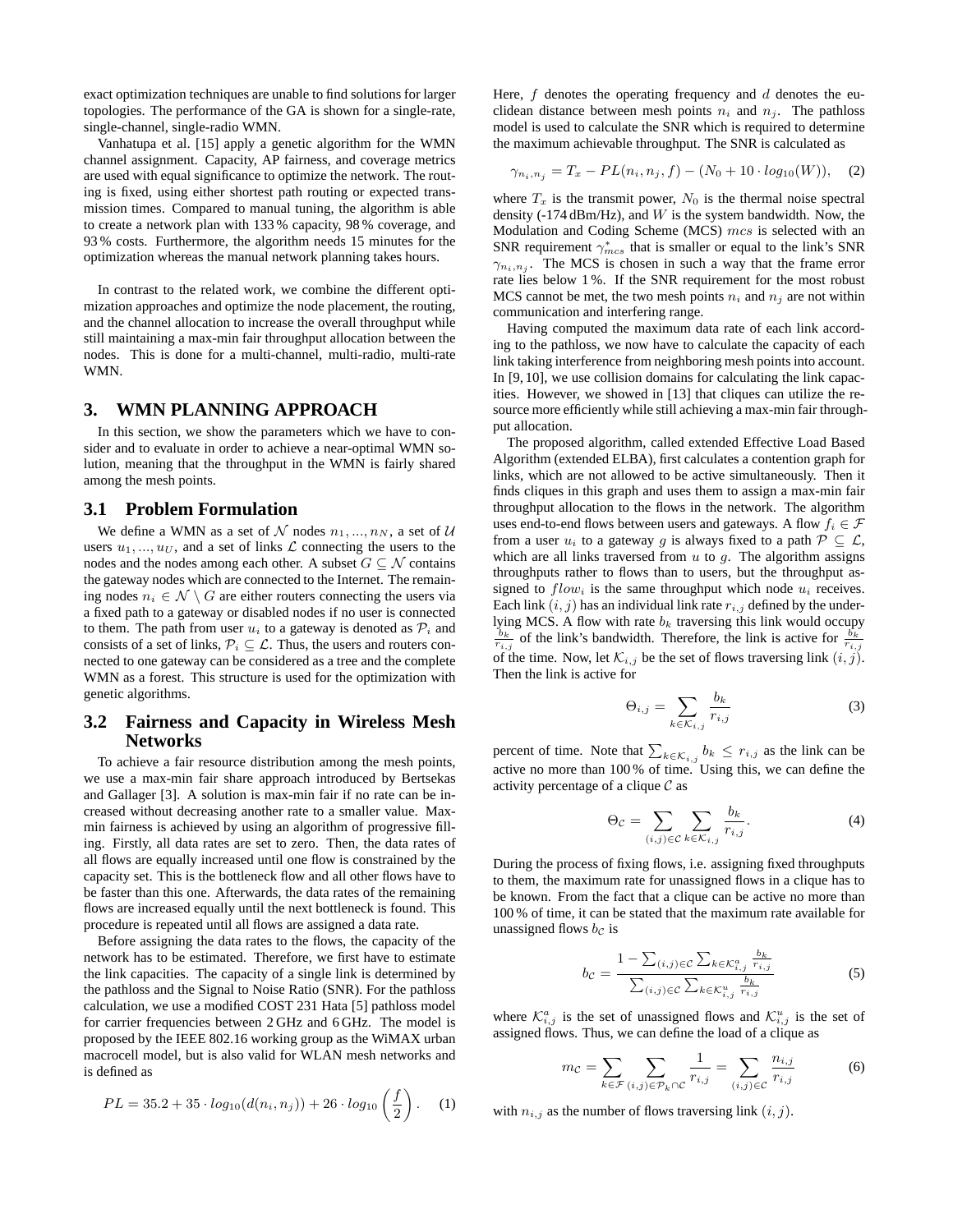exact optimization techniques are unable to find solutions for larger topologies. The performance of the GA is shown for a single-rate, single-channel, single-radio WMN.

Vanhatupa et al. [15] apply a genetic algorithm for the WMN channel assignment. Capacity, AP fairness, and coverage metrics are used with equal significance to optimize the network. The routing is fixed, using either shortest path routing or expected transmission times. Compared to manual tuning, the algorithm is able to create a network plan with 133 % capacity, 98 % coverage, and 93 % costs. Furthermore, the algorithm needs 15 minutes for the optimization whereas the manual network planning takes hours.

In contrast to the related work, we combine the different optimization approaches and optimize the node placement, the routing, and the channel allocation to increase the overall throughput while still maintaining a max-min fair throughput allocation between the nodes. This is done for a multi-channel, multi-radio, multi-rate WMN.

## 3. WMN PLANNING APPROACH

In this section, we show the parameters which we have to consider and to evaluate in order to achieve a near-optimal WMN solution, meaning that the throughput in the WMN is fairly shared among the mesh points.

### 3.1 Problem Formulation

We define a WMN as a set of $\mathcal{N}$ nodes $n_1, ..., n_N$, a set of $\mathcal{U}$ users $u_1, ..., u_U$, and a set of links $\mathcal{L}$ connecting the users to the nodes and the nodes among each other. A subset $G \subseteq \mathcal{N}$ contains the gateway nodes which are connected to the Internet. The remaining nodes $n_i \in \mathcal{N} \setminus G$ are either routers connecting the users via a fixed path to a gateway or disabled nodes if no user is connected to them. The path from user $u_i$ to a gateway is denoted as $\mathcal{P}_i$ and consists of a set of links, $\mathcal{P}_i \subseteq \mathcal{L}$. Thus, the users and routers connected to one gateway can be considered as a tree and the complete WMN as a forest. This structure is used for the optimization with genetic algorithms.

### 3.2 Fairness and Capacity in Wireless Mesh Networks

To achieve a fair resource distribution among the mesh points, we use a max-min fair share approach introduced by Bertsekas and Gallager [3]. A solution is max-min fair if no rate can be increased without decreasing another rate to a smaller value. Max-min fairness is achieved by using an algorithm of progressive filling. Firstly, all data rates are set to zero. Then, the data rates of all flows are equally increased until one flow is constrained by the capacity set. This is the bottleneck flow and all other flows have to be faster than this one. Afterwards, the data rates of the remaining flows are increased equally until the next bottleneck is found. This procedure is repeated until all flows are assigned a data rate.

Before assigning the data rates to the flows, the capacity of the network has to be estimated. Therefore, we first have to estimate the link capacities. The capacity of a single link is determined by the pathloss and the Signal to Noise Ratio (SNR). For the pathloss calculation, we use a modified COST 231 Hata [5] pathloss model for carrier frequencies between 2 GHz and 6 GHz. The model is proposed by the IEEE 802.16 working group as the WiMAX urban macrocell model, but is also valid for WLAN mesh networks and is defined as

$$PL = 35.2 + 35 \cdot log_{10}(d(n_i, n_j)) + 26 \cdot log_{10}\left(\frac{f}{2}\right). \quad (1)$$

Here, $f$ denotes the operating frequency and $d$ denotes the euclidean distance between mesh points $n_i$ and $n_j$. The pathloss model is used to calculate the SNR which is required to determine the maximum achievable throughput. The SNR is calculated as

$$\gamma_{n_i,n_j} = T_x - PL(n_i, n_j, f) - (N_0 + 10 \cdot log_{10}(W)), \quad (2)$$

where $T_x$ is the transmit power, $N_0$ is the thermal noise spectral density (-174 dBm/Hz), and $W$ is the system bandwidth. Now, the Modulation and Coding Scheme (MCS) $mcs$ is selected with an SNR requirement $\gamma^*_{mcs}$ that is smaller or equal to the link's SNR $\gamma_{n_i,n_j}$. The MCS is chosen in such a way that the frame error rate lies below 1 %. If the SNR requirement for the most robust MCS cannot be met, the two mesh points $n_i$ and $n_j$ are not within communication and interfering range.

Having computed the maximum data rate of each link according to the pathloss, we now have to calculate the capacity of each link taking interference from neighboring mesh points into account. In [9, 10], we use collision domains for calculating the link capacities. However, we showed in [13] that cliques can utilize the resource more efficiently while still achieving a max-min fair throughput allocation.

The proposed algorithm, called extended Effective Load Based Algorithm (extended ELBA), first calculates a contention graph for links, which are not allowed to be active simultaneously. Then it finds cliques in this graph and uses them to assign a max-min fair throughput allocation to the flows in the network. The algorithm uses end-to-end flows between users and gateways. A flow $f_i \in \mathcal{F}$ from a user $u_i$ to a gateway $g$ is always fixed to a path $\mathcal{P} \subseteq \mathcal{L}$, which are all links traversed from $u$ to $g$. The algorithm assigns throughputs rather to flows than to users, but the throughput assigned to $flow_i$ is the same throughput which node $u_i$ receives. Each link $(i, j)$ has an individual link rate $r_{i,j}$ defined by the underlying MCS. A flow with rate $b_k$ traversing this link would occupy $\frac{b_k}{r_{i,j}}$ of the link's bandwidth. Therefore, the link is active for $\frac{b_k}{r_{i,j}}$ of the time. Now, let $\mathcal{K}_{i,j}$ be the set of flows traversing link $(i, j)$. Then the link is active for

$$\Theta_{i,j} = \sum_{k \in \mathcal{K}_{i,j}} \frac{b_k}{r_{i,j}} \quad (3)$$

percent of time. Note that $\sum_{k \in \mathcal{K}_{i,j}} b_k \leq r_{i,j}$ as the link can be active no more than 100 % of time. Using this, we can define the activity percentage of a clique $\mathcal{C}$ as

$$\Theta_{\mathcal{C}} = \sum_{(i,j) \in \mathcal{C}} \sum_{k \in \mathcal{K}_{i,j}} \frac{b_k}{r_{i,j}}. \quad (4)$$

During the process of fixing flows, i.e. assigning fixed throughputs to them, the maximum rate for unassigned flows in a clique has to be known. From the fact that a clique can be active no more than 100 % of time, it can be stated that the maximum rate available for unassigned flows $b_{\mathcal{C}}$ is

$$b_{\mathcal{C}} = \frac{1 - \sum_{(i,j) \in \mathcal{C}} \sum_{k \in \mathcal{K}^a_{i,j}} \frac{b_k}{r_{i,j}}}{\sum_{(i,j) \in \mathcal{C}} \sum_{k \in \mathcal{K}^u_{i,j}} \frac{b_k}{r_{i,j}}} \quad (5)$$

where $\mathcal{K}^a_{i,j}$ is the set of unassigned flows and $\mathcal{K}^u_{i,j}$ is the set of assigned flows. Thus, we can define the load of a clique as

$$m_{\mathcal{C}} = \sum_{k \in \mathcal{F}} \sum_{(i,j) \in \mathcal{P}_k \cap \mathcal{C}} \frac{1}{r_{i,j}} = \sum_{(i,j) \in \mathcal{C}} \frac{n_{i,j}}{r_{i,j}} \quad (6)$$

with $n_{i,j}$ as the number of flows traversing link $(i, j)$.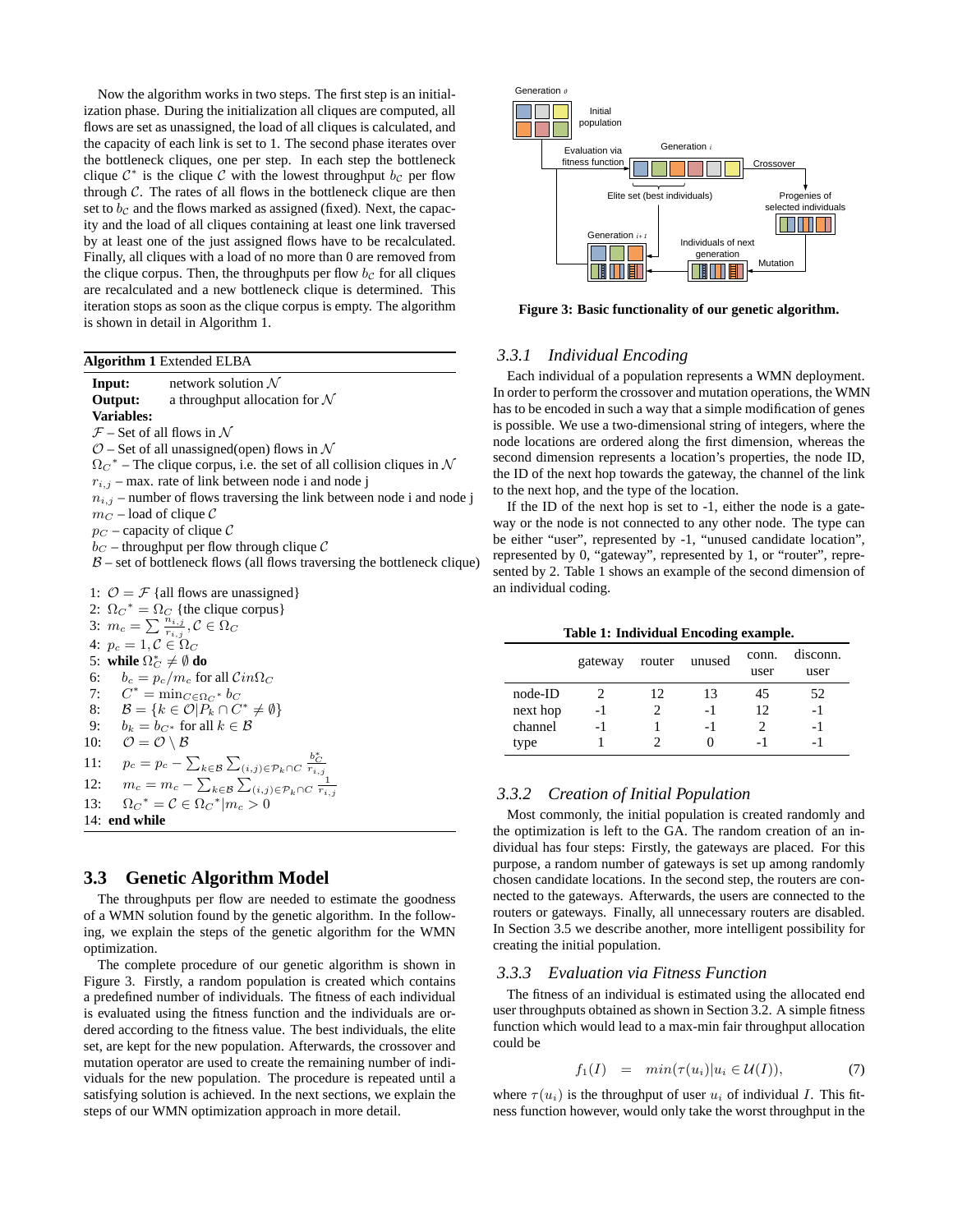Now the algorithm works in two steps. The first step is an initialization phase. During the initialization all cliques are computed, all flows are set as unassigned, the load of all cliques is calculated, and the capacity of each link is set to 1. The second phase iterates over the bottleneck cliques, one per step. In each step the bottleneck clique $\mathcal{C}^*$ is the clique $\mathcal{C}$ with the lowest throughput $b_\mathcal{C}$ per flow through $\mathcal{C}$. The rates of all flows in the bottleneck clique are then set to $b_\mathcal{C}$ and the flows marked as assigned (fixed). Next, the capacity and the load of all cliques containing at least one link traversed by at least one of the just assigned flows have to be recalculated. Finally, all cliques with a load of no more than 0 are removed from the clique corpus. Then, the throughputs per flow $b_\mathcal{C}$ for all cliques are recalculated and a new bottleneck clique is determined. This iteration stops as soon as the clique corpus is empty. The algorithm is shown in detail in Algorithm 1.

**Algorithm 1** Extended ELBA

**Input:** network solution $\mathcal{N}$
**Output:** a throughput allocation for $\mathcal{N}$
**Variables:**
$\mathcal{F}$ – Set of all flows in $\mathcal{N}$
$\mathcal{O}$ – Set of all unassigned(open) flows in $\mathcal{N}$
$\Omega_C{}^*$ – The clique corpus, i.e. the set of all collision cliques in $\mathcal{N}$
$r_{i,j}$ – max. rate of link between node i and node j
$n_{i,j}$ – number of flows traversing the link between node i and node j
$m_C$ – load of clique $\mathcal{C}$
$p_C$ – capacity of clique $\mathcal{C}$
$b_C$ – throughput per flow through clique $\mathcal{C}$
$\mathcal{B}$ – set of bottleneck flows (all flows traversing the bottleneck clique)

1: $\mathcal{O} = \mathcal{F}$ {all flows are unassigned}
2: $\Omega_C{}^* = \Omega_C$ {the clique corpus}
3: $m_c = \sum \frac{n_{i,j}}{r_{i,j}}, \mathcal{C} \in \Omega_C$
4: $p_c = 1, \mathcal{C} \in \Omega_C$
5: **while** $\Omega_C^* \neq \emptyset$ **do**
6: $\quad b_c = p_c / m_c$ for all $\mathcal{C} in \Omega_C$
7: $\quad C^* = \min_{C \in \Omega_C{}^*} b_C$
8: $\quad \mathcal{B} = \{k \in \mathcal{O} | P_k \cap C^* \neq \emptyset\}$
9: $\quad b_k = b_{C^*}$ for all $k \in \mathcal{B}$
10: $\quad \mathcal{O} = \mathcal{O} \setminus \mathcal{B}$
11: $\quad p_c = p_c - \sum_{k \in \mathcal{B}} \sum_{(i,j) \in \mathcal{P}_k \cap C} \frac{b_C^*}{r_{i,j}}$
12: $\quad m_c = m_c - \sum_{k \in \mathcal{B}} \sum_{(i,j) \in \mathcal{P}_k \cap C} \frac{1}{r_{i,j}}$
13: $\quad \Omega_C{}^* = \mathcal{C} \in \Omega_C{}^* | m_c > 0$
14: **end while**

## 3.3 Genetic Algorithm Model

The throughputs per flow are needed to estimate the goodness of a WMN solution found by the genetic algorithm. In the following, we explain the steps of the genetic algorithm for the WMN optimization.

The complete procedure of our genetic algorithm is shown in Figure 3. Firstly, a random population is created which contains a predefined number of individuals. The fitness of each individual is evaluated using the fitness function and the individuals are ordered according to the fitness value. The best individuals, the elite set, are kept for the new population. Afterwards, the crossover and mutation operator are used to create the remaining number of individuals for the new population. The procedure is repeated until a satisfying solution is achieved. In the next sections, we explain the steps of our WMN optimization approach in more detail.

**Figure 3: Basic functionality of our genetic algorithm.**

### 3.3.1 Individual Encoding

Each individual of a population represents a WMN deployment. In order to perform the crossover and mutation operations, the WMN has to be encoded in such a way that a simple modification of genes is possible. We use a two-dimensional string of integers, where the node locations are ordered along the first dimension, whereas the second dimension represents a location's properties, the node ID, the ID of the next hop towards the gateway, the channel of the link to the next hop, and the type of the location.

If the ID of the next hop is set to -1, either the node is a gateway or the node is not connected to any other node. The type can be either "user", represented by -1, "unused candidate location", represented by 0, "gateway", represented by 1, or "router", represented by 2. Table 1 shows an example of the second dimension of an individual coding.

**Table 1: Individual Encoding example.**

| | gateway | router | unused | conn. user | disconn. user |
|---|---|---|---|---|---|
| node-ID | 2 | 12 | 13 | 45 | 52 |
| next hop | -1 | 2 | -1 | 12 | -1 |
| channel | -1 | 1 | -1 | 2 | -1 |
| type | 1 | 2 | 0 | -1 | -1 |

### 3.3.2 Creation of Initial Population

Most commonly, the initial population is created randomly and the optimization is left to the GA. The random creation of an individual has four steps: Firstly, the gateways are placed. For this purpose, a random number of gateways is set up among randomly chosen candidate locations. In the second step, the routers are connected to the gateways. Afterwards, the users are connected to the routers or gateways. Finally, all unnecessary routers are disabled. In Section 3.5 we describe another, more intelligent possibility for creating the initial population.

### 3.3.3 Evaluation via Fitness Function

The fitness of an individual is estimated using the allocated end user throughputs obtained as shown in Section 3.2. A simple fitness function which would lead to a max-min fair throughput allocation could be

$$f_1(I) \quad = \quad min(\tau(u_i) | u_i \in \mathcal{U}(I)), \qquad (7)$$

where $\tau(u_i)$ is the throughput of user $u_i$ of individual $I$. This fitness function however, would only take the worst throughput in the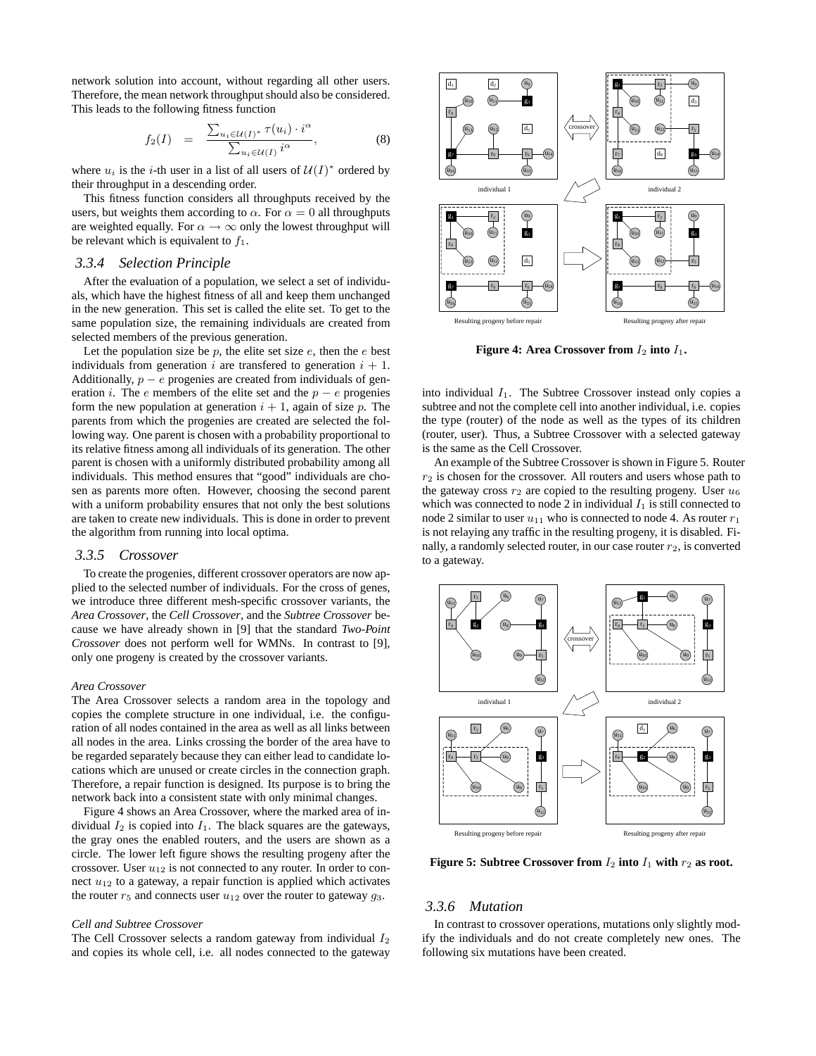network solution into account, without regarding all other users. Therefore, the mean network throughput should also be considered. This leads to the following fitness function

$$f_2(I) = \frac{\sum_{u_i \in \mathcal{U}(I)^*} \tau(u_i) \cdot i^{\alpha}}{\sum_{u_i \in \mathcal{U}(I)} i^{\alpha}}, \quad (8)$$

where $u_i$ is the $i$-th user in a list of all users of $\mathcal{U}(I)^*$ ordered by their throughput in a descending order.

This fitness function considers all throughputs received by the users, but weights them according to $\alpha$. For $\alpha = 0$ all throughputs are weighted equally. For $\alpha \to \infty$ only the lowest throughput will be relevant which is equivalent to $f_1$.

### 3.3.4 Selection Principle

After the evaluation of a population, we select a set of individuals, which have the highest fitness of all and keep them unchanged in the new generation. This set is called the elite set. To get to the same population size, the remaining individuals are created from selected members of the previous generation.

Let the population size be $p$, the elite set size $e$, then the $e$ best individuals from generation $i$ are transfered to generation $i+1$. Additionally, $p-e$ progenies are created from individuals of generation $i$. The $e$ members of the elite set and the $p-e$ progenies form the new population at generation $i+1$, again of size $p$. The parents from which the progenies are created are selected the following way. One parent is chosen with a probability proportional to its relative fitness among all individuals of its generation. The other parent is chosen with a uniformly distributed probability among all individuals. This method ensures that "good" individuals are chosen as parents more often. However, choosing the second parent with a uniform probability ensures that not only the best solutions are taken to create new individuals. This is done in order to prevent the algorithm from running into local optima.

### 3.3.5 Crossover

To create the progenies, different crossover operators are now applied to the selected number of individuals. For the cross of genes, we introduce three different mesh-specific crossover variants, the *Area Crossover*, the *Cell Crossover*, and the *Subtree Crossover* because we have already shown in [9] that the standard *Two-Point Crossover* does not perform well for WMNs. In contrast to [9], only one progeny is created by the crossover variants.

*Area Crossover*

The Area Crossover selects a random area in the topology and copies the complete structure in one individual, i.e. the configuration of all nodes contained in the area as well as all links between all nodes in the area. Links crossing the border of the area have to be regarded separately because they can either lead to candidate locations which are unused or create circles in the connection graph. Therefore, a repair function is designed. Its purpose is to bring the network back into a consistent state with only minimal changes.

Figure 4 shows an Area Crossover, where the marked area of individual $I_2$ is copied into $I_1$. The black squares are the gateways, the gray ones the enabled routers, and the users are shown as a circle. The lower left figure shows the resulting progeny after the crossover. User $u_{12}$ is not connected to any router. In order to connect $u_{12}$ to a gateway, a repair function is applied which activates the router $r_5$ and connects user $u_{12}$ over the router to gateway $g_3$.

*Cell and Subtree Crossover*

The Cell Crossover selects a random gateway from individual $I_2$ and copies its whole cell, i.e. all nodes connected to the gateway into individual $I_1$. The Subtree Crossover instead only copies a subtree and not the complete cell into another individual, i.e. copies the type (router) of the node as well as the types of its children (router, user). Thus, a Subtree Crossover with a selected gateway is the same as the Cell Crossover.

**Figure 4: Area Crossover from $I_2$ into $I_1$.**

An example of the Subtree Crossover is shown in Figure 5. Router $r_2$ is chosen for the crossover. All routers and users whose path to the gateway cross $r_2$ are copied to the resulting progeny. User $u_6$ which was connected to node 2 in individual $I_1$ is still connected to node 2 similar to user $u_{11}$ who is connected to node 4. As router $r_1$ is not relaying any traffic in the resulting progeny, it is disabled. Finally, a randomly selected router, in our case router $r_2$, is converted to a gateway.

**Figure 5: Subtree Crossover from $I_2$ into $I_1$ with $r_2$ as root.**

### 3.3.6 Mutation

In contrast to crossover operations, mutations only slightly modify the individuals and do not create completely new ones. The following six mutations have been created.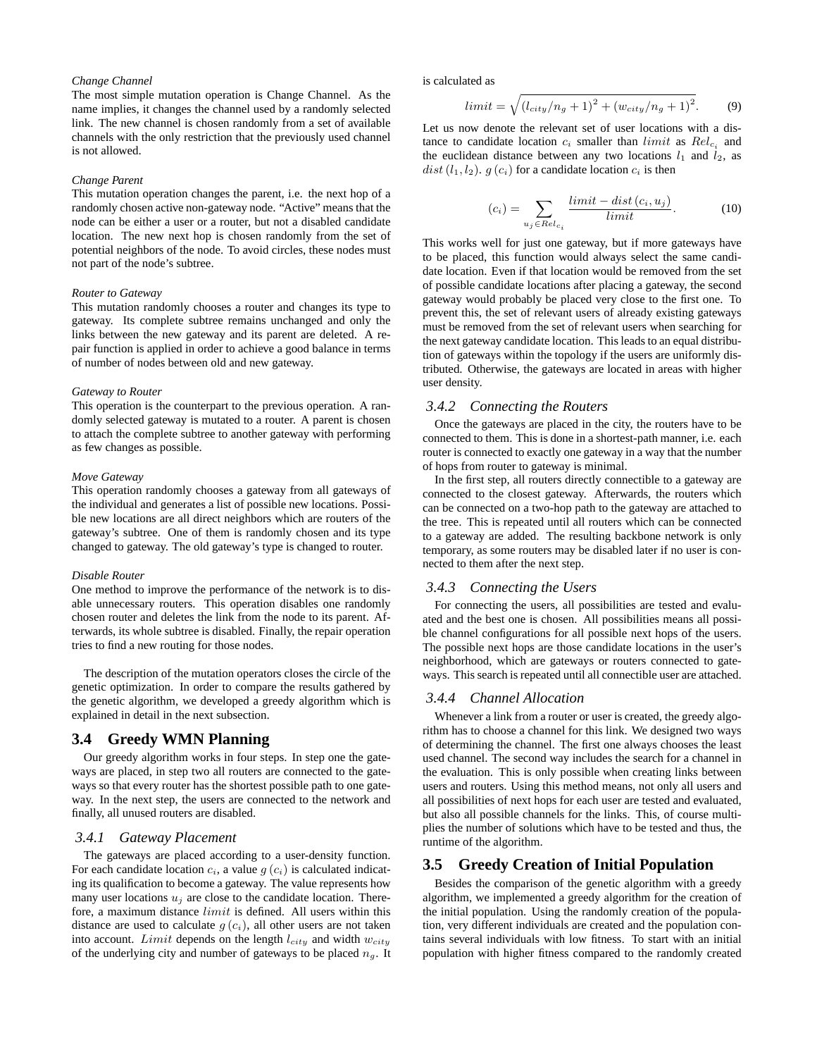*Change Channel*
The most simple mutation operation is Change Channel. As the name implies, it changes the channel used by a randomly selected link. The new channel is chosen randomly from a set of available channels with the only restriction that the previously used channel is not allowed.

*Change Parent*
This mutation operation changes the parent, i.e. the next hop of a randomly chosen active non-gateway node. "Active" means that the node can be either a user or a router, but not a disabled candidate location. The new next hop is chosen randomly from the set of potential neighbors of the node. To avoid circles, these nodes must not part of the node's subtree.

*Router to Gateway*
This mutation randomly chooses a router and changes its type to gateway. Its complete subtree remains unchanged and only the links between the new gateway and its parent are deleted. A repair function is applied in order to achieve a good balance in terms of number of nodes between old and new gateway.

*Gateway to Router*
This operation is the counterpart to the previous operation. A randomly selected gateway is mutated to a router. A parent is chosen to attach the complete subtree to another gateway with performing as few changes as possible.

*Move Gateway*
This operation randomly chooses a gateway from all gateways of the individual and generates a list of possible new locations. Possible new locations are all direct neighbors which are routers of the gateway's subtree. One of them is randomly chosen and its type changed to gateway. The old gateway's type is changed to router.

*Disable Router*
One method to improve the performance of the network is to disable unnecessary routers. This operation disables one randomly chosen router and deletes the link from the node to its parent. Afterwards, its whole subtree is disabled. Finally, the repair operation tries to find a new routing for those nodes.

The description of the mutation operators closes the circle of the genetic optimization. In order to compare the results gathered by the genetic algorithm, we developed a greedy algorithm which is explained in detail in the next subsection.

## 3.4 Greedy WMN Planning

Our greedy algorithm works in four steps. In step one the gateways are placed, in step two all routers are connected to the gateways so that every router has the shortest possible path to one gateway. In the next step, the users are connected to the network and finally, all unused routers are disabled.

### 3.4.1 Gateway Placement

The gateways are placed according to a user-density function. For each candidate location $c_i$, a value $g(c_i)$ is calculated indicating its qualification to become a gateway. The value represents how many user locations $u_j$ are close to the candidate location. Therefore, a maximum distance $limit$ is defined. All users within this distance are used to calculate $g(c_i)$, all other users are not taken into account. $Limit$ depends on the length $l_{city}$ and width $w_{city}$ of the underlying city and number of gateways to be placed $n_g$. It is calculated as

$$limit = \sqrt{(l_{city}/n_g + 1)^2 + (w_{city}/n_g + 1)^2}. \tag{9}$$

Let us now denote the relevant set of user locations with a distance to candidate location $c_i$ smaller than $limit$ as $Rel_{c_i}$ and the euclidean distance between any two locations $l_1$ and $l_2$, as $dist(l_1, l_2)$. $g(c_i)$ for a candidate location $c_i$ is then

$$(c_i) = \sum_{u_j \in Rel_{c_i}} \frac{limit - dist(c_i, u_j)}{limit}. \tag{10}$$

This works well for just one gateway, but if more gateways have to be placed, this function would always select the same candidate location. Even if that location would be removed from the set of possible candidate locations after placing a gateway, the second gateway would probably be placed very close to the first one. To prevent this, the set of relevant users of already existing gateways must be removed from the set of relevant users when searching for the next gateway candidate location. This leads to an equal distribution of gateways within the topology if the users are uniformly distributed. Otherwise, the gateways are located in areas with higher user density.

### 3.4.2 Connecting the Routers

Once the gateways are placed in the city, the routers have to be connected to them. This is done in a shortest-path manner, i.e. each router is connected to exactly one gateway in a way that the number of hops from router to gateway is minimal.

In the first step, all routers directly connectible to a gateway are connected to the closest gateway. Afterwards, the routers which can be connected on a two-hop path to the gateway are attached to the tree. This is repeated until all routers which can be connected to a gateway are added. The resulting backbone network is only temporary, as some routers may be disabled later if no user is connected to them after the next step.

### 3.4.3 Connecting the Users

For connecting the users, all possibilities are tested and evaluated and the best one is chosen. All possibilities means all possible channel configurations for all possible next hops of the users. The possible next hops are those candidate locations in the user's neighborhood, which are gateways or routers connected to gateways. This search is repeated until all connectible user are attached.

### 3.4.4 Channel Allocation

Whenever a link from a router or user is created, the greedy algorithm has to choose a channel for this link. We designed two ways of determining the channel. The first one always chooses the least used channel. The second way includes the search for a channel in the evaluation. This is only possible when creating links between users and routers. Using this method means, not only all users and all possibilities of next hops for each user are tested and evaluated, but also all possible channels for the links. This, of course multiplies the number of solutions which have to be tested and thus, the runtime of the algorithm.

## 3.5 Greedy Creation of Initial Population

Besides the comparison of the genetic algorithm with a greedy algorithm, we implemented a greedy algorithm for the creation of the initial population. Using the randomly creation of the population, very different individuals are created and the population contains several individuals with low fitness. To start with an initial population with higher fitness compared to the randomly created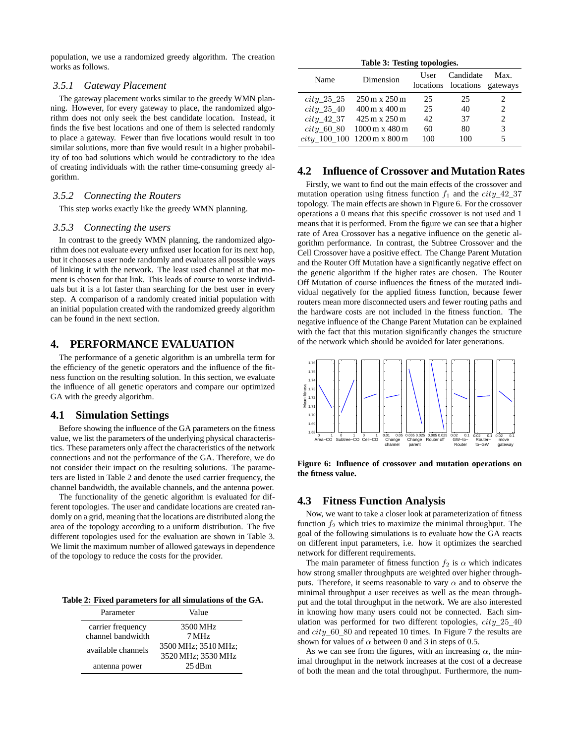population, we use a randomized greedy algorithm. The creation works as follows.

### 3.5.1 Gateway Placement

The gateway placement works similar to the greedy WMN planning. However, for every gateway to place, the randomized algorithm does not only seek the best candidate location. Instead, it finds the five best locations and one of them is selected randomly to place a gateway. Fewer than five locations would result in too similar solutions, more than five would result in a higher probability of too bad solutions which would be contradictory to the idea of creating individuals with the rather time-consuming greedy algorithm.

### 3.5.2 Connecting the Routers

This step works exactly like the greedy WMN planning.

### 3.5.3 Connecting the users

In contrast to the greedy WMN planning, the randomized algorithm does not evaluate every unfixed user location for its next hop, but it chooses a user node randomly and evaluates all possible ways of linking it with the network. The least used channel at that moment is chosen for that link. This leads of course to worse individuals but it is a lot faster than searching for the best user in every step. A comparison of a randomly created initial population with an initial population created with the randomized greedy algorithm can be found in the next section.

## 4. PERFORMANCE EVALUATION

The performance of a genetic algorithm is an umbrella term for the efficiency of the genetic operators and the influence of the fitness function on the resulting solution. In this section, we evaluate the influence of all genetic operators and compare our optimized GA with the greedy algorithm.

## 4.1 Simulation Settings

Before showing the influence of the GA parameters on the fitness value, we list the parameters of the underlying physical characteristics. These parameters only affect the characteristics of the network connections and not the performance of the GA. Therefore, we do not consider their impact on the resulting solutions. The parameters are listed in Table 2 and denote the used carrier frequency, the channel bandwidth, the available channels, and the antenna power.

The functionality of the genetic algorithm is evaluated for different topologies. The user and candidate locations are created randomly on a grid, meaning that the locations are distributed along the area of the topology according to a uniform distribution. The five different topologies used for the evaluation are shown in Table 3. We limit the maximum number of allowed gateways in dependence of the topology to reduce the costs for the provider.

**Table 2: Fixed parameters for all simulations of the GA.**

| Parameter | Value |
|---|---|
| carrier frequency | 3500 MHz |
| channel bandwidth | 7 MHz |
| available channels | 3500 MHz; 3510 MHz; 3520 MHz; 3530 MHz |
| antenna power | 25 dBm |

**Table 3: Testing topologies.**

| Name | Dimension | User locations | Candidate locations | Max. gateways |
|---|---|---|---|---|
| $city\_25\_25$ | 250 m x 250 m | 25 | 25 | 2 |
| $city\_25\_40$ | 400 m x 400 m | 25 | 40 | 2 |
| $city\_42\_37$ | 425 m x 250 m | 42 | 37 | 2 |
| $city\_60\_80$ | 1000 m x 480 m | 60 | 80 | 3 |
| $city\_100\_100$ | 1200 m x 800 m | 100 | 100 | 5 |

## 4.2 Influence of Crossover and Mutation Rates

Firstly, we want to find out the main effects of the crossover and mutation operation using fitness function $f_1$ and the $city\_42\_37$ topology. The main effects are shown in Figure 6. For the crossover operations a 0 means that this specific crossover is not used and 1 means that it is performed. From the figure we can see that a higher rate of Area Crossover has a negative influence on the genetic algorithm performance. In contrast, the Subtree Crossover and the Cell Crossover have a positive effect. The Change Parent Mutation and the Router Off Mutation have a significantly negative effect on the genetic algorithm if the higher rates are chosen. The Router Off Mutation of course influences the fitness of the mutated individual negatively for the applied fitness function, because fewer routers mean more disconnected users and fewer routing paths and the hardware costs are not included in the fitness function. The negative influence of the Change Parent Mutation can be explained with the fact that this mutation significantly changes the structure of the network which should be avoided for later generations.

**Figure 6: Influence of crossover and mutation operations on the fitness value.**

## 4.3 Fitness Function Analysis

Now, we want to take a closer look at parameterization of fitness function $f_2$ which tries to maximize the minimal throughput. The goal of the following simulations is to evaluate how the GA reacts on different input parameters, i.e. how it optimizes the searched network for different requirements.

The main parameter of fitness function $f_2$ is $\alpha$ which indicates how strong smaller throughputs are weighted over higher throughputs. Therefore, it seems reasonable to vary $\alpha$ and to observe the minimal throughput a user receives as well as the mean throughput and the total throughput in the network. We are also interested in knowing how many users could not be connected. Each simulation was performed for two different topologies, $city\_25\_40$ and $city\_60\_80$ and repeated 10 times. In Figure 7 the results are shown for values of $\alpha$ between 0 and 3 in steps of 0.5.

As we can see from the figures, with an increasing $\alpha$, the minimal throughput in the network increases at the cost of a decrease of both the mean and the total throughput. Furthermore, the num-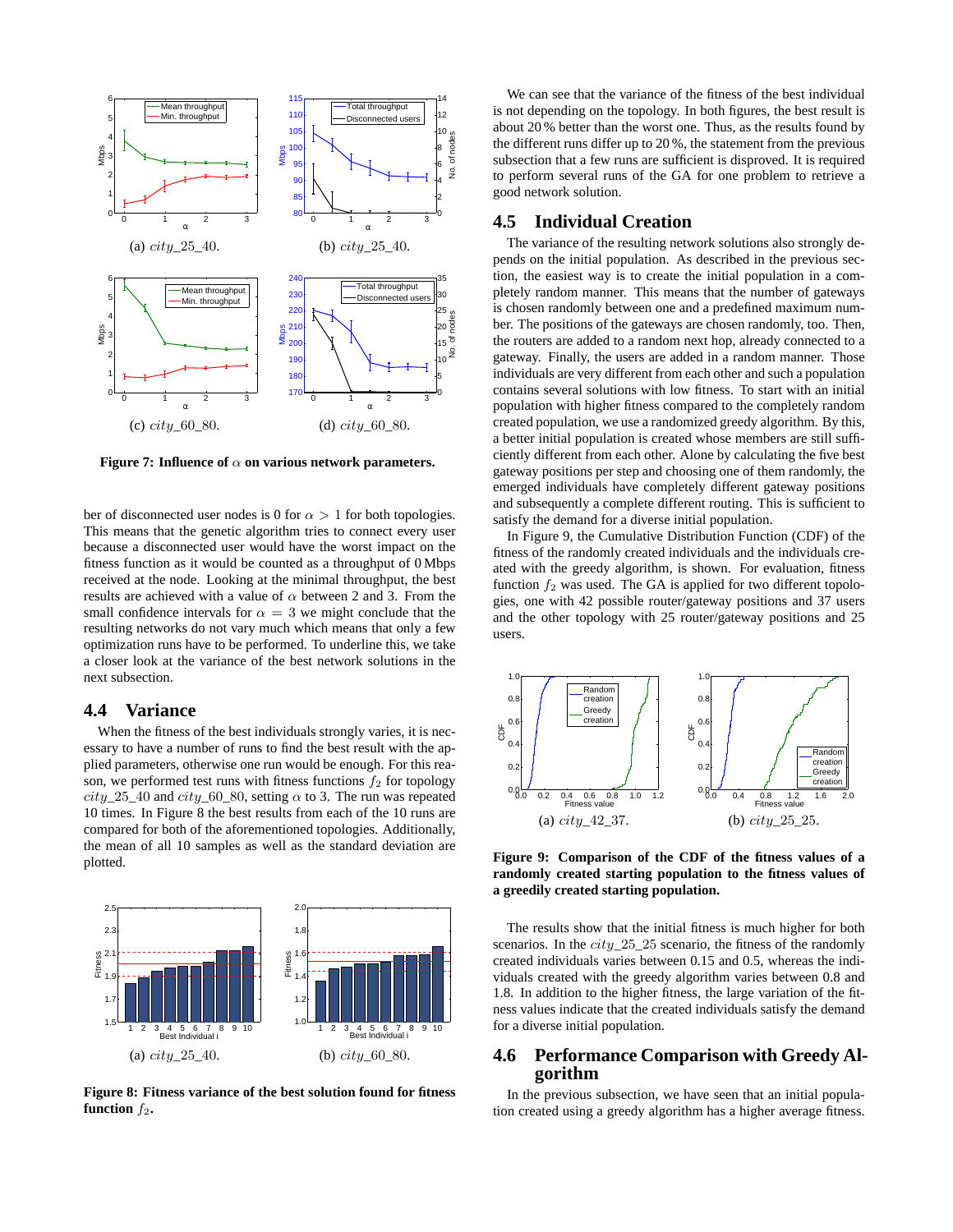(a) $city\_25\_40$.

(b) $city\_25\_40$.

(c) $city\_60\_80$.

(d) $city\_60\_80$.

**Figure 7: Influence of $\alpha$ on various network parameters.**

ber of disconnected user nodes is 0 for $\alpha > 1$ for both topologies. This means that the genetic algorithm tries to connect every user because a disconnected user would have the worst impact on the fitness function as it would be counted as a throughput of 0 Mbps received at the node. Looking at the minimal throughput, the best results are achieved with a value of $\alpha$ between 2 and 3. From the small confidence intervals for $\alpha = 3$ we might conclude that the resulting networks do not vary much which means that only a few optimization runs have to be performed. To underline this, we take a closer look at the variance of the best network solutions in the next subsection.

## 4.4 Variance

When the fitness of the best individuals strongly varies, it is necessary to have a number of runs to find the best result with the applied parameters, otherwise one run would be enough. For this reason, we performed test runs with fitness functions $f_2$ for topology $city\_25\_40$ and $city\_60\_80$, setting $\alpha$ to 3. The run was repeated 10 times. In Figure 8 the best results from each of the 10 runs are compared for both of the aforementioned topologies. Additionally, the mean of all 10 samples as well as the standard deviation are plotted.

(a) $city\_25\_40$.

(b) $city\_60\_80$.

**Figure 8: Fitness variance of the best solution found for fitness function $f_2$.**

We can see that the variance of the fitness of the best individual is not depending on the topology. In both figures, the best result is about 20 % better than the worst one. Thus, as the results found by the different runs differ up to 20 %, the statement from the previous subsection that a few runs are sufficient is disproved. It is required to perform several runs of the GA for one problem to retrieve a good network solution.

## 4.5 Individual Creation

The variance of the resulting network solutions also strongly depends on the initial population. As described in the previous section, the easiest way is to create the initial population in a completely random manner. This means that the number of gateways is chosen randomly between one and a predefined maximum number. The positions of the gateways are chosen randomly, too. Then, the routers are added to a random next hop, already connected to a gateway. Finally, the users are added in a random manner. Those individuals are very different from each other and such a population contains several solutions with low fitness. To start with an initial population with higher fitness compared to the completely random created population, we use a randomized greedy algorithm. By this, a better initial population is created whose members are still sufficiently different from each other. Alone by calculating the five best gateway positions per step and choosing one of them randomly, the emerged individuals have completely different gateway positions and subsequently a complete different routing. This is sufficient to satisfy the demand for a diverse initial population.

In Figure 9, the Cumulative Distribution Function (CDF) of the fitness of the randomly created individuals and the individuals created with the greedy algorithm, is shown. For evaluation, fitness function $f_2$ was used. The GA is applied for two different topologies, one with 42 possible router/gateway positions and 37 users and the other topology with 25 router/gateway positions and 25 users.

(a) $city\_42\_37$.

(b) $city\_25\_25$.

**Figure 9: Comparison of the CDF of the fitness values of a randomly created starting population to the fitness values of a greedily created starting population.**

The results show that the initial fitness is much higher for both scenarios. In the $city\_25\_25$ scenario, the fitness of the randomly created individuals varies between 0.15 and 0.5, whereas the individuals created with the greedy algorithm varies between 0.8 and 1.8. In addition to the higher fitness, the large variation of the fitness values indicate that the created individuals satisfy the demand for a diverse initial population.

## 4.6 Performance Comparison with Greedy Algorithm

In the previous subsection, we have seen that an initial population created using a greedy algorithm has a higher average fitness.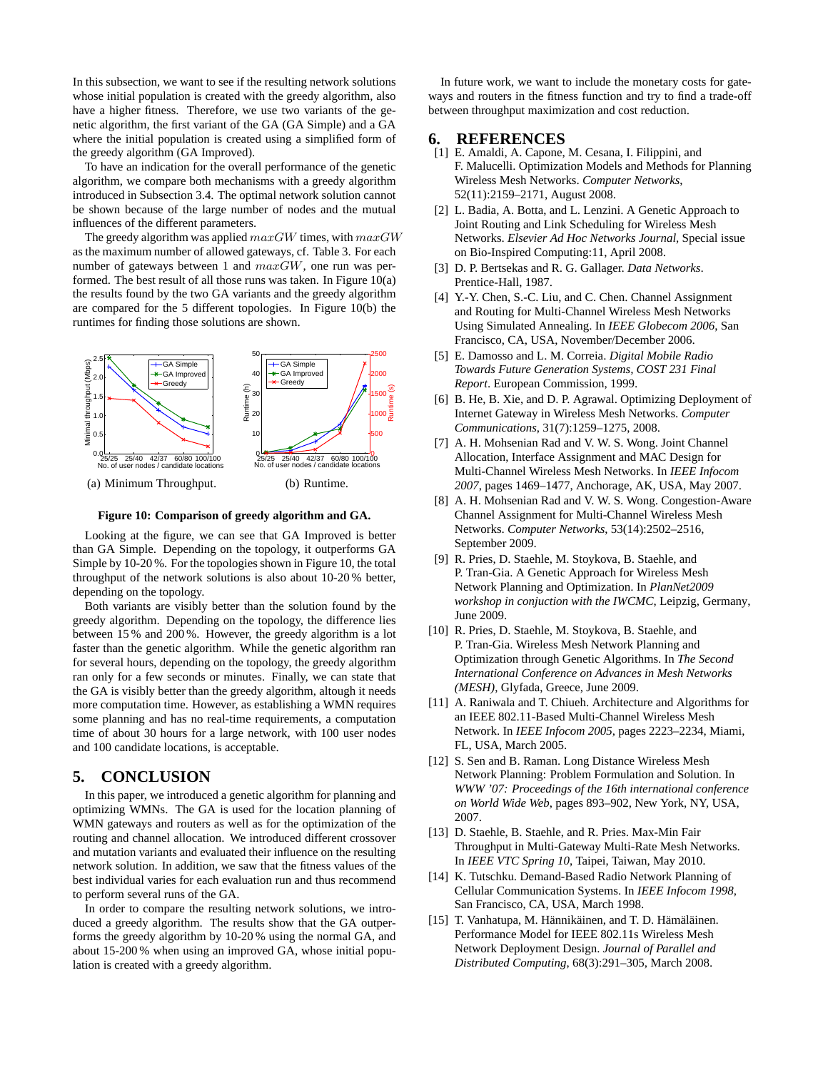In this subsection, we want to see if the resulting network solutions whose initial population is created with the greedy algorithm, also have a higher fitness. Therefore, we use two variants of the genetic algorithm, the first variant of the GA (GA Simple) and a GA where the initial population is created using a simplified form of the greedy algorithm (GA Improved).

To have an indication for the overall performance of the genetic algorithm, we compare both mechanisms with a greedy algorithm introduced in Subsection 3.4. The optimal network solution cannot be shown because of the large number of nodes and the mutual influences of the different parameters.

The greedy algorithm was applied $maxGW$ times, with $maxGW$ as the maximum number of allowed gateways, cf. Table 3. For each number of gateways between 1 and $maxGW$, one run was performed. The best result of all those runs was taken. In Figure 10(a) the results found by the two GA variants and the greedy algorithm are compared for the 5 different topologies. In Figure 10(b) the runtimes for finding those solutions are shown.

Minimal throughput (Mbps)
2.5
2.0
1.5
1.0
0.5
0.0
25/25 25/40 42/37 60/80 100/100
No. of user nodes / candidate locations
GA Simple
GA Improved
Greedy

(a) Minimum Throughput.

Runtime (h)
50
40
30
20
10
0
Runtime (s)
2500
2000
1500
1000
500
0
25/25 25/40 42/37 60/80 100/100
No. of user nodes / candidate locations
GA Simple
GA Improved
Greedy

(b) Runtime.

**Figure 10: Comparison of greedy algorithm and GA.**

Looking at the figure, we can see that GA Improved is better than GA Simple. Depending on the topology, it outperforms GA Simple by 10-20 %. For the topologies shown in Figure 10, the total throughput of the network solutions is also about 10-20 % better, depending on the topology.

Both variants are visibly better than the solution found by the greedy algorithm. Depending on the topology, the difference lies between 15 % and 200 %. However, the greedy algorithm is a lot faster than the genetic algorithm. While the genetic algorithm ran for several hours, depending on the topology, the greedy algorithm ran only for a few seconds or minutes. Finally, we can state that the GA is visibly better than the greedy algorithm, altough it needs more computation time. However, as establishing a WMN requires some planning and has no real-time requirements, a computation time of about 30 hours for a large network, with 100 user nodes and 100 candidate locations, is acceptable.

## 5. CONCLUSION

In this paper, we introduced a genetic algorithm for planning and optimizing WMNs. The GA is used for the location planning of WMN gateways and routers as well as for the optimization of the routing and channel allocation. We introduced different crossover and mutation variants and evaluated their influence on the resulting network solution. In addition, we saw that the fitness values of the best individual varies for each evaluation run and thus recommend to perform several runs of the GA.

In order to compare the resulting network solutions, we introduced a greedy algorithm. The results show that the GA outperforms the greedy algorithm by 10-20 % using the normal GA, and about 15-200 % when using an improved GA, whose initial population is created with a greedy algorithm.

In future work, we want to include the monetary costs for gateways and routers in the fitness function and try to find a trade-off between throughput maximization and cost reduction.

## 6. REFERENCES

[1] E. Amaldi, A. Capone, M. Cesana, I. Filippini, and F. Malucelli. Optimization Models and Methods for Planning Wireless Mesh Networks. *Computer Networks*, 52(11):2159–2171, August 2008.

[2] L. Badia, A. Botta, and L. Lenzini. A Genetic Approach to Joint Routing and Link Scheduling for Wireless Mesh Networks. *Elsevier Ad Hoc Networks Journal*, Special issue on Bio-Inspired Computing:11, April 2008.

[3] D. P. Bertsekas and R. G. Gallager. *Data Networks*. Prentice-Hall, 1987.

[4] Y.-Y. Chen, S.-C. Liu, and C. Chen. Channel Assignment and Routing for Multi-Channel Wireless Mesh Networks Using Simulated Annealing. In *IEEE Globecom 2006*, San Francisco, CA, USA, November/December 2006.

[5] E. Damosso and L. M. Correia. *Digital Mobile Radio Towards Future Generation Systems, COST 231 Final Report*. European Commission, 1999.

[6] B. He, B. Xie, and D. P. Agrawal. Optimizing Deployment of Internet Gateway in Wireless Mesh Networks. *Computer Communications*, 31(7):1259–1275, 2008.

[7] A. H. Mohsenian Rad and V. W. S. Wong. Joint Channel Allocation, Interface Assignment and MAC Design for Multi-Channel Wireless Mesh Networks. In *IEEE Infocom 2007*, pages 1469–1477, Anchorage, AK, USA, May 2007.

[8] A. H. Mohsenian Rad and V. W. S. Wong. Congestion-Aware Channel Assignment for Multi-Channel Wireless Mesh Networks. *Computer Networks*, 53(14):2502–2516, September 2009.

[9] R. Pries, D. Staehle, M. Stoykova, B. Staehle, and P. Tran-Gia. A Genetic Approach for Wireless Mesh Network Planning and Optimization. In *PlanNet2009 workshop in conjuction with the IWCMC*, Leipzig, Germany, June 2009.

[10] R. Pries, D. Staehle, M. Stoykova, B. Staehle, and P. Tran-Gia. Wireless Mesh Network Planning and Optimization through Genetic Algorithms. In *The Second International Conference on Advances in Mesh Networks (MESH)*, Glyfada, Greece, June 2009.

[11] A. Raniwala and T. Chiueh. Architecture and Algorithms for an IEEE 802.11-Based Multi-Channel Wireless Mesh Network. In *IEEE Infocom 2005*, pages 2223–2234, Miami, FL, USA, March 2005.

[12] S. Sen and B. Raman. Long Distance Wireless Mesh Network Planning: Problem Formulation and Solution. In *WWW '07: Proceedings of the 16th international conference on World Wide Web*, pages 893–902, New York, NY, USA, 2007.

[13] D. Staehle, B. Staehle, and R. Pries. Max-Min Fair Throughput in Multi-Gateway Multi-Rate Mesh Networks. In *IEEE VTC Spring 10*, Taipei, Taiwan, May 2010.

[14] K. Tutschku. Demand-Based Radio Network Planning of Cellular Communication Systems. In *IEEE Infocom 1998*, San Francisco, CA, USA, March 1998.

[15] T. Vanhatupa, M. Hännikäinen, and T. D. Hämäläinen. Performance Model for IEEE 802.11s Wireless Mesh Network Deployment Design. *Journal of Parallel and Distributed Computing*, 68(3):291–305, March 2008.